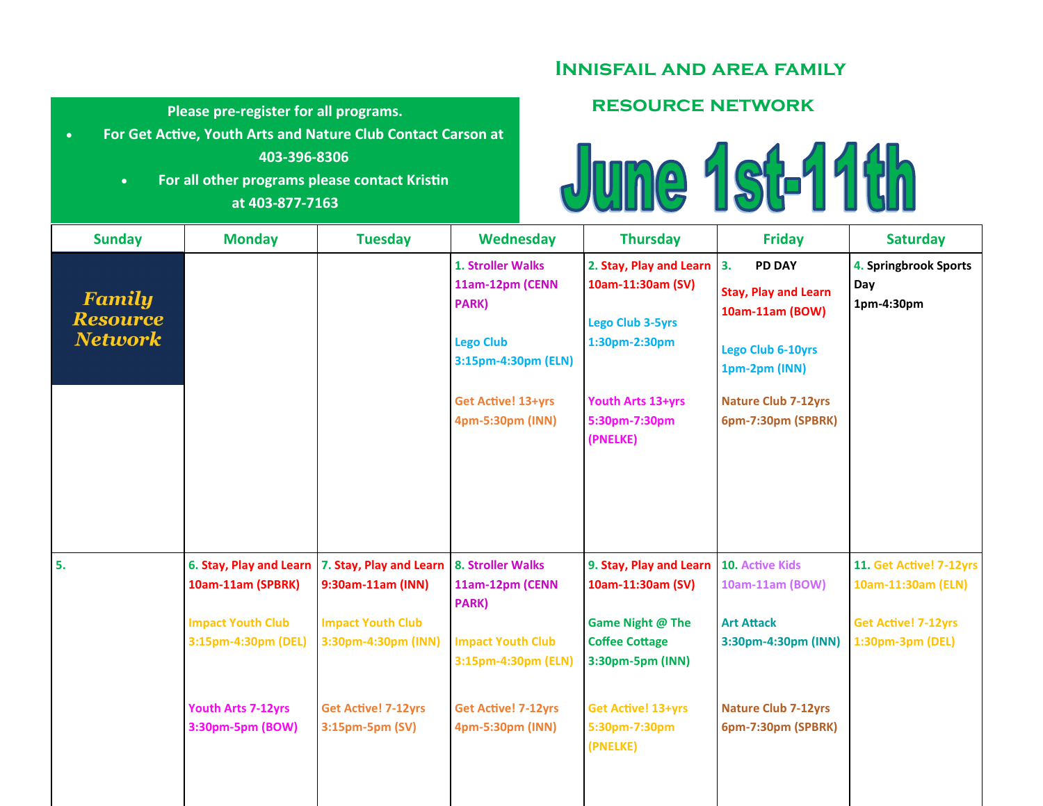# Innisfail and Area Family Resource Network

# June 1st-11th

**Please pre-register for all programs.**

- **For Get Active, Youth Arts and Nature Club Contact Carson at 403-396-8306**
- **For all other programs please contact Kristin at 403-877-7163**

| Sunday | Monday | Tuesday | Wednesday | Thursday | Friday | Saturday |
|---|---|---|---|---|---|---|
| Family Resource Network | | | 1. Stroller Walks 11am-12pm (CENN PARK)<br><br>Lego Club 3:15pm-4:30pm (ELN)<br><br>Get Active! 13+yrs 4pm-5:30pm (INN) | 2. Stay, Play and Learn 10am-11:30am (SV)<br><br>Lego Club 3-5yrs 1:30pm-2:30pm<br><br>Youth Arts 13+yrs 5:30pm-7:30pm (PNELKE) | 3. PD DAY<br><br>Stay, Play and Learn 10am-11am (BOW)<br><br>Lego Club 6-10yrs 1pm-2pm (INN)<br><br>Nature Club 7-12yrs 6pm-7:30pm (SPBRK) | 4. Springbrook Sports Day 1pm-4:30pm |
| 5. | 6. Stay, Play and Learn 10am-11am (SPBRK)<br><br>Impact Youth Club 3:15pm-4:30pm (DEL)<br><br>Youth Arts 7-12yrs 3:30pm-5pm (BOW) | 7. Stay, Play and Learn 9:30am-11am (INN)<br><br>Impact Youth Club 3:30pm-4:30pm (INN)<br><br>Get Active! 7-12yrs 3:15pm-5pm (SV) | 8. Stroller Walks 11am-12pm (CENN PARK)<br><br>Impact Youth Club 3:15pm-4:30pm (ELN)<br><br>Get Active! 7-12yrs 4pm-5:30pm (INN) | 9. Stay, Play and Learn 10am-11:30am (SV)<br><br>Game Night @ The Coffee Cottage 3:30pm-5pm (INN)<br><br>Get Active! 13+yrs 5:30pm-7:30pm (PNELKE) | 10. Active Kids 10am-11am (BOW)<br><br>Art Attack 3:30pm-4:30pm (INN)<br><br>Nature Club 7-12yrs 6pm-7:30pm (SPBRK) | 11. Get Active! 7-12yrs 10am-11:30am (ELN)<br><br>Get Active! 7-12yrs 1:30pm-3pm (DEL) |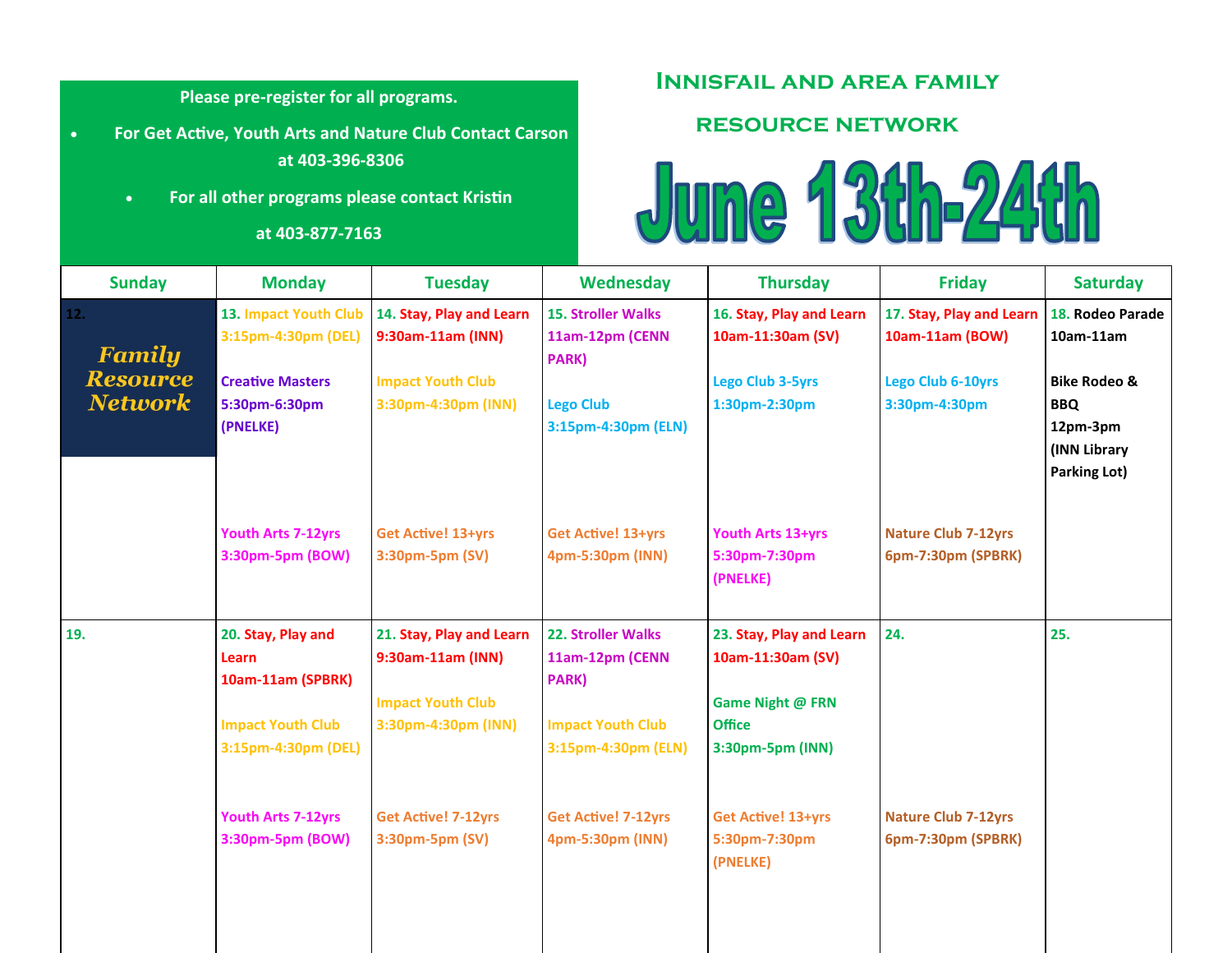Please pre-register for all programs.

- For Get Active, Youth Arts and Nature Club Contact Carson at 403-396-8306
- For all other programs please contact Kristin at 403-877-7163

# Innisfail and Area Family Resource Network

# June 13th-24th

| Sunday | Monday | Tuesday | Wednesday | Thursday | Friday | Saturday |
|---|---|---|---|---|---|---|
| 12. Family Resource Network | 13. Impact Youth Club 3:15pm-4:30pm (DEL)<br><br>Creative Masters 5:30pm-6:30pm (PNELKE)<br><br>Youth Arts 7-12yrs 3:30pm-5pm (BOW) | 14. Stay, Play and Learn 9:30am-11am (INN)<br><br>Impact Youth Club 3:30pm-4:30pm (INN)<br><br>Get Active! 13+yrs 3:30pm-5pm (SV) | 15. Stroller Walks 11am-12pm (CENN PARK)<br><br>Lego Club 3:15pm-4:30pm (ELN)<br><br>Get Active! 13+yrs 4pm-5:30pm (INN) | 16. Stay, Play and Learn 10am-11:30am (SV)<br><br>Lego Club 3-5yrs 1:30pm-2:30pm<br><br>Youth Arts 13+yrs 5:30pm-7:30pm (PNELKE) | 17. Stay, Play and Learn 10am-11am (BOW)<br><br>Lego Club 6-10yrs 3:30pm-4:30pm<br><br>Nature Club 7-12yrs 6pm-7:30pm (SPBRK) | 18. Rodeo Parade 10am-11am<br><br>Bike Rodeo & BBQ 12pm-3pm (INN Library Parking Lot) |
| 19. | 20. Stay, Play and Learn 10am-11am (SPBRK)<br><br>Impact Youth Club 3:15pm-4:30pm (DEL)<br><br>Youth Arts 7-12yrs 3:30pm-5pm (BOW) | 21. Stay, Play and Learn 9:30am-11am (INN)<br><br>Impact Youth Club 3:30pm-4:30pm (INN)<br><br>Get Active! 7-12yrs 3:30pm-5pm (SV) | 22. Stroller Walks 11am-12pm (CENN PARK)<br><br>Impact Youth Club 3:15pm-4:30pm (ELN)<br><br>Get Active! 7-12yrs 4pm-5:30pm (INN) | 23. Stay, Play and Learn 10am-11:30am (SV)<br><br>Game Night @ FRN Office 3:30pm-5pm (INN)<br><br>Get Active! 13+yrs 5:30pm-7:30pm (PNELKE) | 24.<br><br>Nature Club 7-12yrs 6pm-7:30pm (SPBRK) | 25. |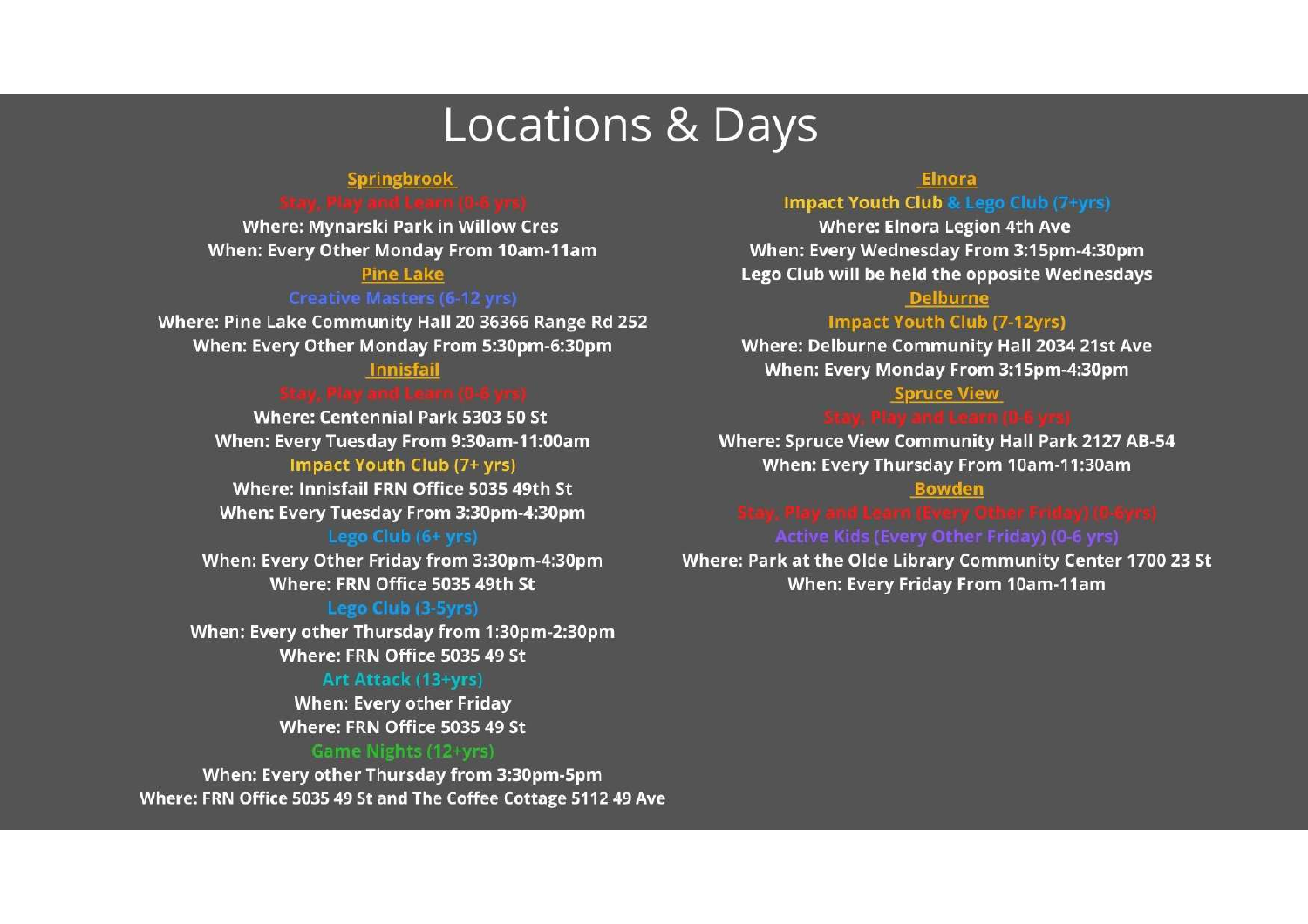# Locations & Days

### Springbrook

**Stay, Play and Learn (0-6 yrs)**

Where: Mynarski Park in Willow Cres

When: Every Other Monday From 10am-11am

### Pine Lake

**Creative Masters (6-12 yrs)**

Where: Pine Lake Community Hall 20 36366 Range Rd 252

When: Every Other Monday From 5:30pm-6:30pm

### Innisfail

**Stay, Play and Learn (0-6 yrs)**

Where: Centennial Park 5303 50 St

When: Every Tuesday From 9:30am-11:00am

**Impact Youth Club (7+ yrs)**

Where: Innisfail FRN Office 5035 49th St

When: Every Tuesday From 3:30pm-4:30pm

**Lego Club (6+ yrs)**

When: Every Other Friday from 3:30pm-4:30pm

Where: FRN Office 5035 49th St

**Lego Club (3-5yrs)**

When: Every other Thursday from 1:30pm-2:30pm

Where: FRN Office 5035 49 St

**Art Attack (13+yrs)**

When: Every other Friday

Where: FRN Office 5035 49 St

**Game Nights (12+yrs)**

When: Every other Thursday from 3:30pm-5pm

Where: FRN Office 5035 49 St and The Coffee Cottage 5112 49 Ave

### Elnora

**Impact Youth Club & Lego Club (7+yrs)**

Where: Elnora Legion 4th Ave

When: Every Wednesday From 3:15pm-4:30pm

Lego Club will be held the opposite Wednesdays

### Delburne

**Impact Youth Club (7-12yrs)**

Where: Delburne Community Hall 2034 21st Ave

When: Every Monday From 3:15pm-4:30pm

### Spruce View

**Stay, Play and Learn (0-6 yrs)**

Where: Spruce View Community Hall Park 2127 AB-54

When: Every Thursday From 10am-11:30am

### Bowden

**Stay, Play and Learn (Every Other Friday) (0-6yrs)**

**Active Kids (Every Other Friday) (0-6 yrs)**

Where: Park at the Olde Library Community Center 1700 23 St

When: Every Friday From 10am-11am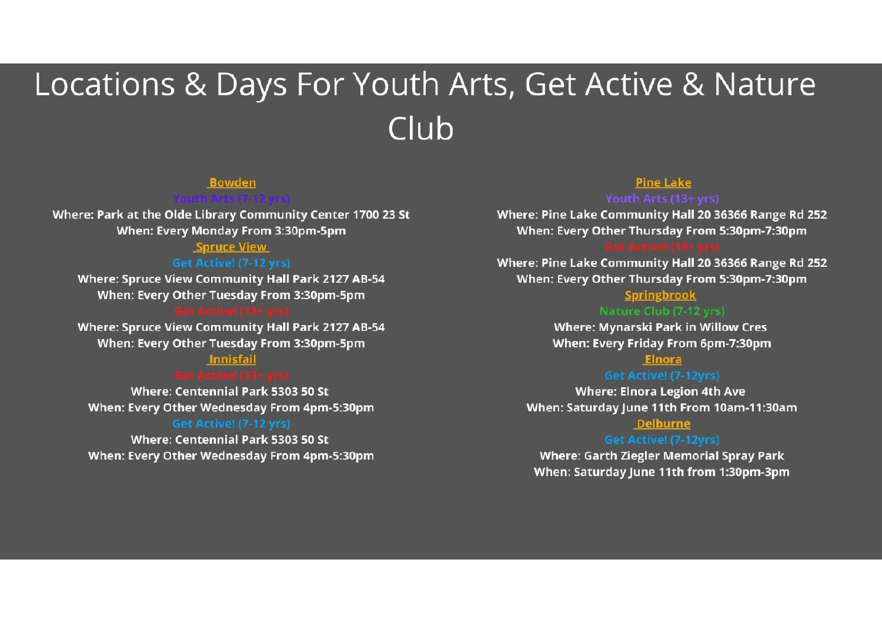# Locations & Days For Youth Arts, Get Active & Nature Club

## Bowden

### Youth Arts (7-12 yrs)

Where: Park at the Olde Library Community Center 1700 23 St
When: Every Monday From 3:30pm-5pm

## Spruce View

### Get Active! (7-12 yrs)

Where: Spruce View Community Hall Park 2127 AB-54
When: Every Other Tuesday From 3:30pm-5pm

### Get Active! (13+ yrs)

Where: Spruce View Community Hall Park 2127 AB-54
When: Every Other Tuesday From 3:30pm-5pm

## Innisfail

### Get Active! (13+ yrs)

Where: Centennial Park 5303 50 St
When: Every Other Wednesday From 4pm-5:30pm

### Get Active! (7-12 yrs)

Where: Centennial Park 5303 50 St
When: Every Other Wednesday From 4pm-5:30pm

## Pine Lake

### Youth Arts (13+ yrs)

Where: Pine Lake Community Hall 20 36366 Range Rd 252
When: Every Other Thursday From 5:30pm-7:30pm

### Get Active! (13+ yrs)

Where: Pine Lake Community Hall 20 36366 Range Rd 252
When: Every Other Thursday From 5:30pm-7:30pm

## Springbrook

### Nature Club (7-12 yrs)

Where: Mynarski Park in Willow Cres
When: Every Friday From 6pm-7:30pm

## Elnora

### Get Active! (7-12yrs)

Where: Elnora Legion 4th Ave
When: Saturday June 11th From 10am-11:30am

## Delburne

### Get Active! (7-12yrs)

Where: Garth Ziegler Memorial Spray Park
When: Saturday June 11th from 1:30pm-3pm